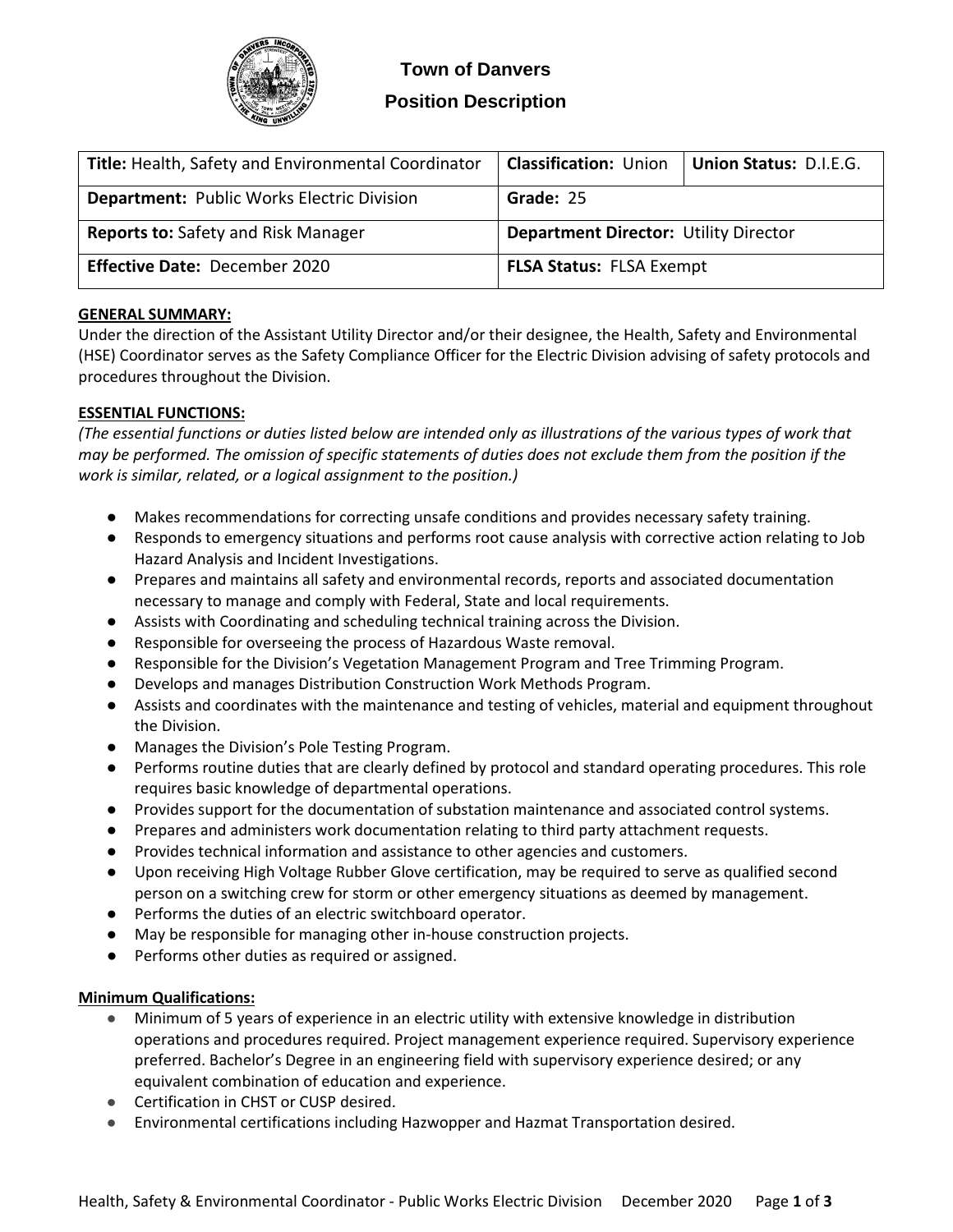# Town of Danvers

## Position Description

| **Title:** Health, Safety and Environmental Coordinator | **Classification:** Union | **Union Status:** D.I.E.G. |
|---|---|---|
| **Department:** Public Works Electric Division | **Grade:** 25 | |
| **Reports to:** Safety and Risk Manager | **Department Director:** Utility Director | |
| **Effective Date:** December 2020 | **FLSA Status:** FLSA Exempt | |

**GENERAL SUMMARY:**

Under the direction of the Assistant Utility Director and/or their designee, the Health, Safety and Environmental (HSE) Coordinator serves as the Safety Compliance Officer for the Electric Division advising of safety protocols and procedures throughout the Division.

**ESSENTIAL FUNCTIONS:**

*(The essential functions or duties listed below are intended only as illustrations of the various types of work that may be performed. The omission of specific statements of duties does not exclude them from the position if the work is similar, related, or a logical assignment to the position.)*

- Makes recommendations for correcting unsafe conditions and provides necessary safety training.
- Responds to emergency situations and performs root cause analysis with corrective action relating to Job Hazard Analysis and Incident Investigations.
- Prepares and maintains all safety and environmental records, reports and associated documentation necessary to manage and comply with Federal, State and local requirements.
- Assists with Coordinating and scheduling technical training across the Division.
- Responsible for overseeing the process of Hazardous Waste removal.
- Responsible for the Division's Vegetation Management Program and Tree Trimming Program.
- Develops and manages Distribution Construction Work Methods Program.
- Assists and coordinates with the maintenance and testing of vehicles, material and equipment throughout the Division.
- Manages the Division's Pole Testing Program.
- Performs routine duties that are clearly defined by protocol and standard operating procedures. This role requires basic knowledge of departmental operations.
- Provides support for the documentation of substation maintenance and associated control systems.
- Prepares and administers work documentation relating to third party attachment requests.
- Provides technical information and assistance to other agencies and customers.
- Upon receiving High Voltage Rubber Glove certification, may be required to serve as qualified second person on a switching crew for storm or other emergency situations as deemed by management.
- Performs the duties of an electric switchboard operator.
- May be responsible for managing other in-house construction projects.
- Performs other duties as required or assigned.

**Minimum Qualifications:**

- Minimum of 5 years of experience in an electric utility with extensive knowledge in distribution operations and procedures required. Project management experience required. Supervisory experience preferred. Bachelor's Degree in an engineering field with supervisory experience desired; or any equivalent combination of education and experience.
- Certification in CHST or CUSP desired.
- Environmental certifications including Hazwopper and Hazmat Transportation desired.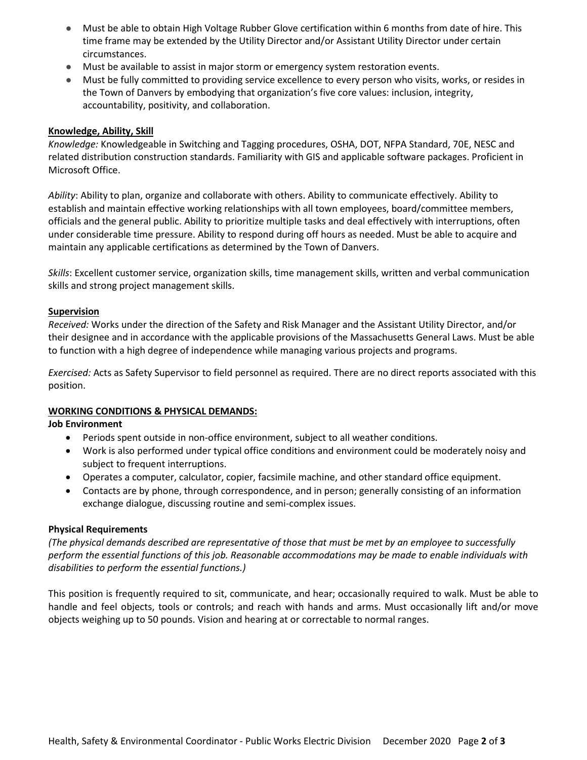- Must be able to obtain High Voltage Rubber Glove certification within 6 months from date of hire. This time frame may be extended by the Utility Director and/or Assistant Utility Director under certain circumstances.
- Must be available to assist in major storm or emergency system restoration events.
- Must be fully committed to providing service excellence to every person who visits, works, or resides in the Town of Danvers by embodying that organization's five core values: inclusion, integrity, accountability, positivity, and collaboration.

**Knowledge, Ability, Skill**

*Knowledge:* Knowledgeable in Switching and Tagging procedures, OSHA, DOT, NFPA Standard, 70E, NESC and related distribution construction standards. Familiarity with GIS and applicable software packages. Proficient in Microsoft Office.

*Ability*: Ability to plan, organize and collaborate with others. Ability to communicate effectively. Ability to establish and maintain effective working relationships with all town employees, board/committee members, officials and the general public. Ability to prioritize multiple tasks and deal effectively with interruptions, often under considerable time pressure. Ability to respond during off hours as needed. Must be able to acquire and maintain any applicable certifications as determined by the Town of Danvers.

*Skills*: Excellent customer service, organization skills, time management skills, written and verbal communication skills and strong project management skills.

**Supervision**

*Received:* Works under the direction of the Safety and Risk Manager and the Assistant Utility Director, and/or their designee and in accordance with the applicable provisions of the Massachusetts General Laws. Must be able to function with a high degree of independence while managing various projects and programs.

*Exercised:* Acts as Safety Supervisor to field personnel as required. There are no direct reports associated with this position.

## WORKING CONDITIONS & PHYSICAL DEMANDS:

**Job Environment**

- Periods spent outside in non-office environment, subject to all weather conditions.
- Work is also performed under typical office conditions and environment could be moderately noisy and subject to frequent interruptions.
- Operates a computer, calculator, copier, facsimile machine, and other standard office equipment.
- Contacts are by phone, through correspondence, and in person; generally consisting of an information exchange dialogue, discussing routine and semi-complex issues.

**Physical Requirements**

*(The physical demands described are representative of those that must be met by an employee to successfully perform the essential functions of this job. Reasonable accommodations may be made to enable individuals with disabilities to perform the essential functions.)*

This position is frequently required to sit, communicate, and hear; occasionally required to walk. Must be able to handle and feel objects, tools or controls; and reach with hands and arms. Must occasionally lift and/or move objects weighing up to 50 pounds. Vision and hearing at or correctable to normal ranges.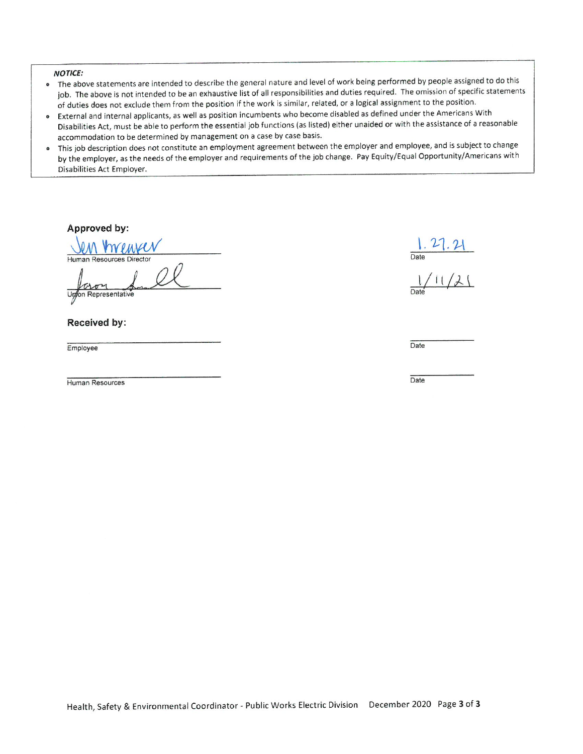***NOTICE:***

- The above statements are intended to describe the general nature and level of work being performed by people assigned to do this job. The above is not intended to be an exhaustive list of all responsibilities and duties required. The omission of specific statements of duties does not exclude them from the position if the work is similar, related, or a logical assignment to the position.
- External and internal applicants, as well as position incumbents who become disabled as defined under the Americans With Disabilities Act, must be able to perform the essential job functions (as listed) either unaided or with the assistance of a reasonable accommodation to be determined by management on a case by case basis.
- This job description does not constitute an employment agreement between the employer and employee, and is subject to change by the employer, as the needs of the employer and requirements of the job change. Pay Equity/Equal Opportunity/Americans with Disabilities Act Employer.

**Approved by:**

Jen Weaver
Human Resources Director — Date: 1.27.21

Jason [signature]
Union Representative — Date: 1/11/21

**Received by:**

Employee — Date

Human Resources — Date